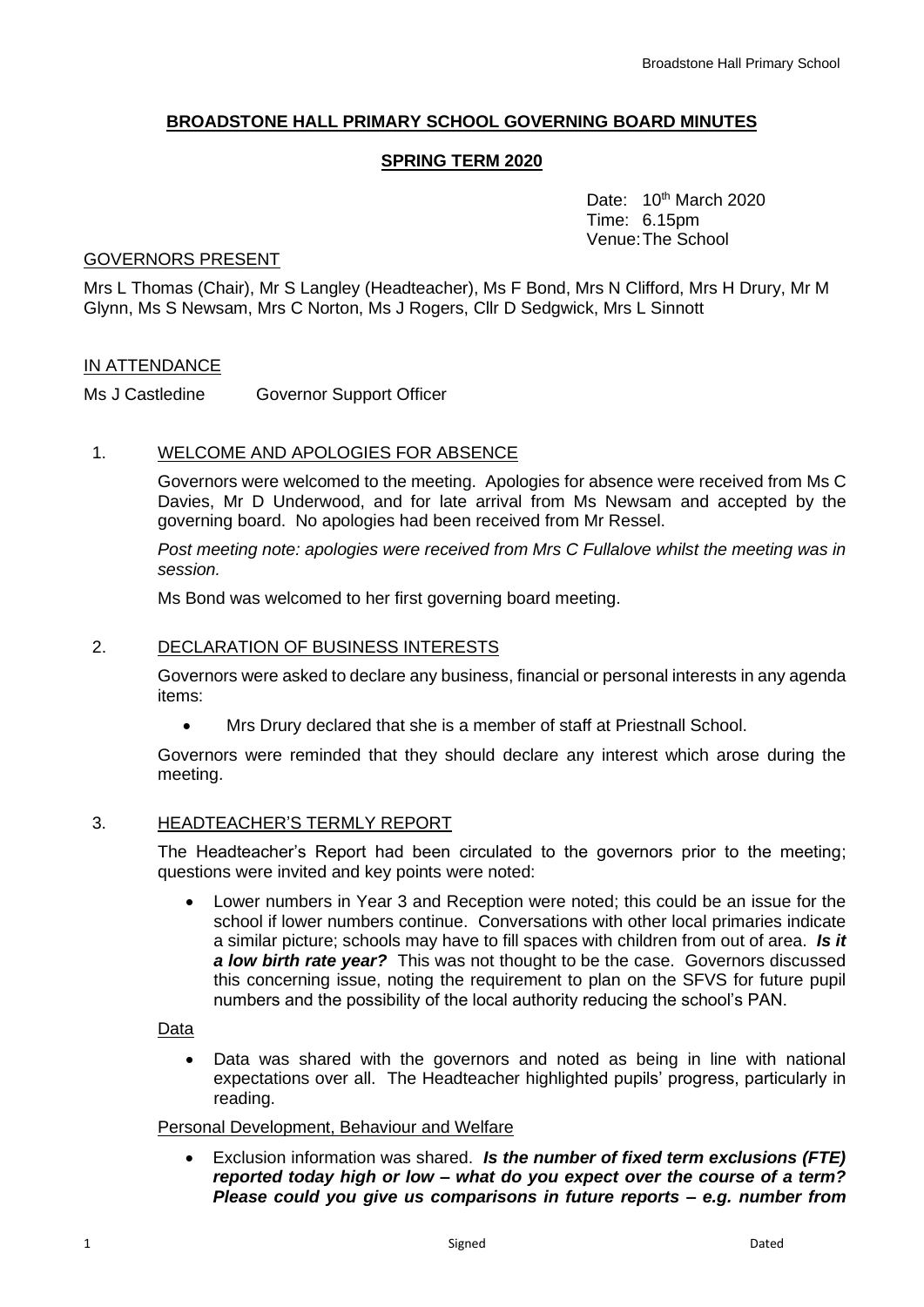# BROADSTONE HALL PRIMARY SCHOOL GOVERNING BOARD MINUTES

## SPRING TERM 2020

Date: 10th March 2020
Time: 6.15pm
Venue: The School

GOVERNORS PRESENT

Mrs L Thomas (Chair), Mr S Langley (Headteacher), Ms F Bond, Mrs N Clifford, Mrs H Drury, Mr M Glynn, Ms S Newsam, Mrs C Norton, Ms J Rogers, Cllr D Sedgwick, Mrs L Sinnott

IN ATTENDANCE

Ms J Castledine  Governor Support Officer

1. WELCOME AND APOLOGIES FOR ABSENCE

   Governors were welcomed to the meeting. Apologies for absence were received from Ms C Davies, Mr D Underwood, and for late arrival from Ms Newsam and accepted by the governing board. No apologies had been received from Mr Ressel.

   *Post meeting note: apologies were received from Mrs C Fullalove whilst the meeting was in session.*

   Ms Bond was welcomed to her first governing board meeting.

2. DECLARATION OF BUSINESS INTERESTS

   Governors were asked to declare any business, financial or personal interests in any agenda items:

   - Mrs Drury declared that she is a member of staff at Priestnall School.

   Governors were reminded that they should declare any interest which arose during the meeting.

3. HEADTEACHER'S TERMLY REPORT

   The Headteacher's Report had been circulated to the governors prior to the meeting; questions were invited and key points were noted:

   - Lower numbers in Year 3 and Reception were noted; this could be an issue for the school if lower numbers continue. Conversations with other local primaries indicate a similar picture; schools may have to fill spaces with children from out of area. ***Is it a low birth rate year?*** This was not thought to be the case. Governors discussed this concerning issue, noting the requirement to plan on the SFVS for future pupil numbers and the possibility of the local authority reducing the school's PAN.

   Data

   - Data was shared with the governors and noted as being in line with national expectations over all. The Headteacher highlighted pupils' progress, particularly in reading.

   Personal Development, Behaviour and Welfare

   - Exclusion information was shared. ***Is the number of fixed term exclusions (FTE) reported today high or low – what do you expect over the course of a term? Please could you give us comparisons in future reports – e.g. number from***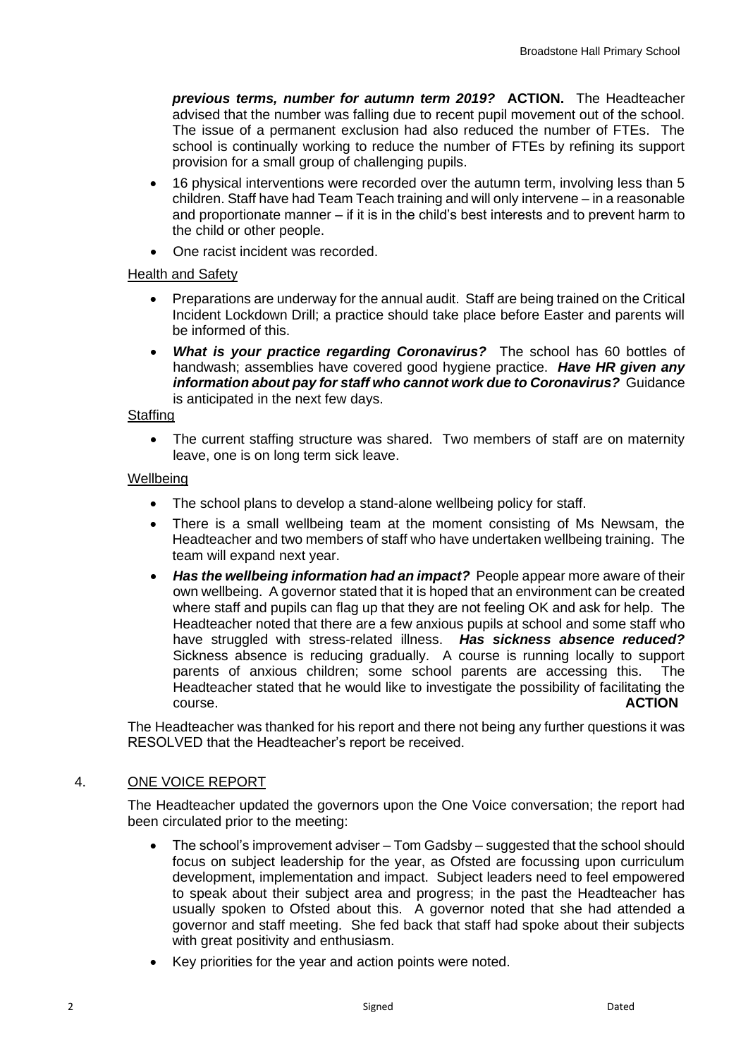***previous terms, number for autumn term 2019?*** **ACTION.** The Headteacher advised that the number was falling due to recent pupil movement out of the school. The issue of a permanent exclusion had also reduced the number of FTEs. The school is continually working to reduce the number of FTEs by refining its support provision for a small group of challenging pupils.

- 16 physical interventions were recorded over the autumn term, involving less than 5 children. Staff have had Team Teach training and will only intervene – in a reasonable and proportionate manner – if it is in the child's best interests and to prevent harm to the child or other people.
- One racist incident was recorded.

Health and Safety

- Preparations are underway for the annual audit. Staff are being trained on the Critical Incident Lockdown Drill; a practice should take place before Easter and parents will be informed of this.
- ***What is your practice regarding Coronavirus?*** The school has 60 bottles of handwash; assemblies have covered good hygiene practice. ***Have HR given any information about pay for staff who cannot work due to Coronavirus?*** Guidance is anticipated in the next few days.

Staffing

- The current staffing structure was shared. Two members of staff are on maternity leave, one is on long term sick leave.

Wellbeing

- The school plans to develop a stand-alone wellbeing policy for staff.
- There is a small wellbeing team at the moment consisting of Ms Newsam, the Headteacher and two members of staff who have undertaken wellbeing training. The team will expand next year.
- ***Has the wellbeing information had an impact?*** People appear more aware of their own wellbeing. A governor stated that it is hoped that an environment can be created where staff and pupils can flag up that they are not feeling OK and ask for help. The Headteacher noted that there are a few anxious pupils at school and some staff who have struggled with stress-related illness. ***Has sickness absence reduced?*** Sickness absence is reducing gradually. A course is running locally to support parents of anxious children; some school parents are accessing this. The Headteacher stated that he would like to investigate the possibility of facilitating the course. **ACTION**

The Headteacher was thanked for his report and there not being any further questions it was RESOLVED that the Headteacher's report be received.

## 4. ONE VOICE REPORT

The Headteacher updated the governors upon the One Voice conversation; the report had been circulated prior to the meeting:

- The school's improvement adviser – Tom Gadsby – suggested that the school should focus on subject leadership for the year, as Ofsted are focussing upon curriculum development, implementation and impact. Subject leaders need to feel empowered to speak about their subject area and progress; in the past the Headteacher has usually spoken to Ofsted about this. A governor noted that she had attended a governor and staff meeting. She fed back that staff had spoke about their subjects with great positivity and enthusiasm.
- Key priorities for the year and action points were noted.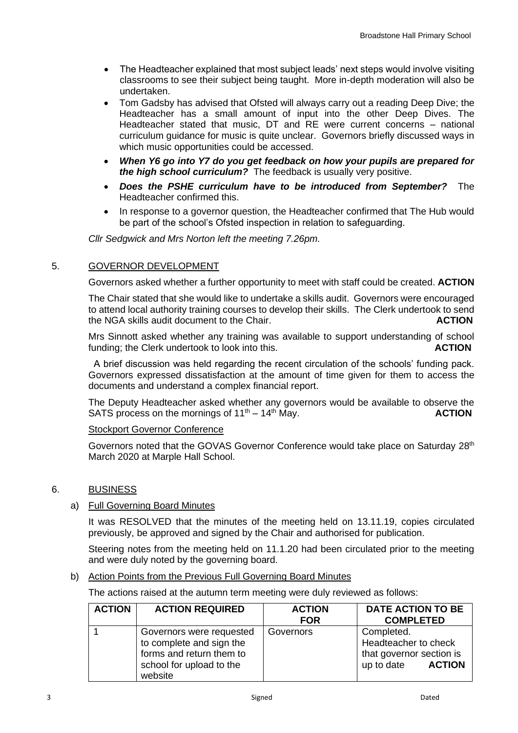- The Headteacher explained that most subject leads' next steps would involve visiting classrooms to see their subject being taught. More in-depth moderation will also be undertaken.
- Tom Gadsby has advised that Ofsted will always carry out a reading Deep Dive; the Headteacher has a small amount of input into the other Deep Dives. The Headteacher stated that music, DT and RE were current concerns – national curriculum guidance for music is quite unclear. Governors briefly discussed ways in which music opportunities could be accessed.
- ***When Y6 go into Y7 do you get feedback on how your pupils are prepared for the high school curriculum?*** The feedback is usually very positive.
- ***Does the PSHE curriculum have to be introduced from September?*** The Headteacher confirmed this.
- In response to a governor question, the Headteacher confirmed that The Hub would be part of the school's Ofsted inspection in relation to safeguarding.

*Cllr Sedgwick and Mrs Norton left the meeting 7.26pm.*

## 5. GOVERNOR DEVELOPMENT

Governors asked whether a further opportunity to meet with staff could be created. **ACTION**

The Chair stated that she would like to undertake a skills audit. Governors were encouraged to attend local authority training courses to develop their skills. The Clerk undertook to send the NGA skills audit document to the Chair. **ACTION**

Mrs Sinnott asked whether any training was available to support understanding of school funding; the Clerk undertook to look into this. **ACTION**

A brief discussion was held regarding the recent circulation of the schools' funding pack. Governors expressed dissatisfaction at the amount of time given for them to access the documents and understand a complex financial report.

The Deputy Headteacher asked whether any governors would be available to observe the SATS process on the mornings of 11th – 14th May. **ACTION**

Stockport Governor Conference

Governors noted that the GOVAS Governor Conference would take place on Saturday 28th March 2020 at Marple Hall School.

## 6. BUSINESS

a) Full Governing Board Minutes

It was RESOLVED that the minutes of the meeting held on 13.11.19, copies circulated previously, be approved and signed by the Chair and authorised for publication.

Steering notes from the meeting held on 11.1.20 had been circulated prior to the meeting and were duly noted by the governing board.

b) Action Points from the Previous Full Governing Board Minutes

The actions raised at the autumn term meeting were duly reviewed as follows:

| ACTION | ACTION REQUIRED | ACTION FOR | DATE ACTION TO BE COMPLETED |
|---|---|---|---|
| 1 | Governors were requested to complete and sign the forms and return them to school for upload to the website | Governors | Completed. Headteacher to check that governor section is up to date **ACTION** |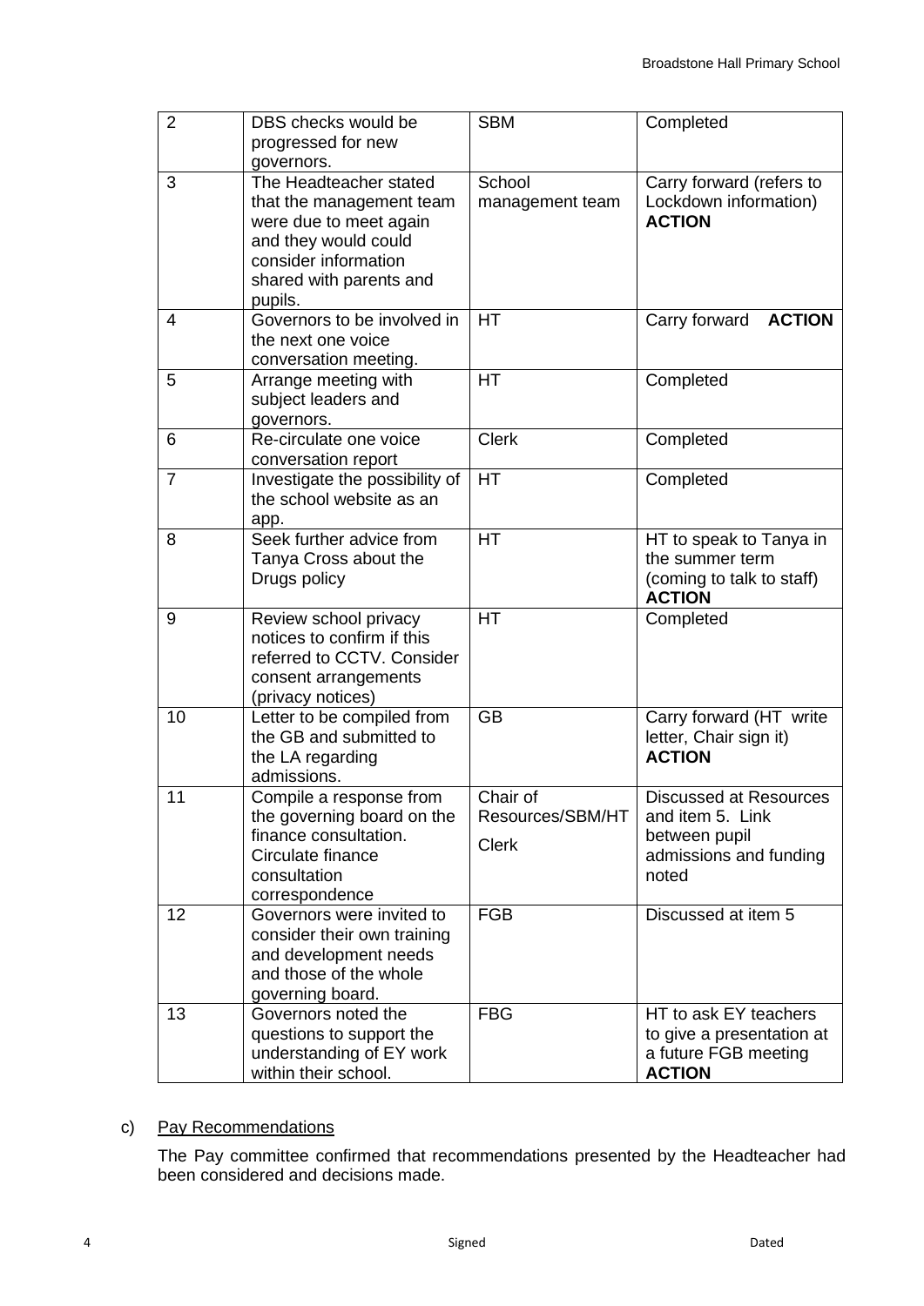| 2 | DBS checks would be progressed for new governors. | SBM | Completed |
|---|---|---|---|
| 3 | The Headteacher stated that the management team were due to meet again and they would could consider information shared with parents and pupils. | School management team | Carry forward (refers to Lockdown information) **ACTION** |
| 4 | Governors to be involved in the next one voice conversation meeting. | HT | Carry forward **ACTION** |
| 5 | Arrange meeting with subject leaders and governors. | HT | Completed |
| 6 | Re-circulate one voice conversation report | Clerk | Completed |
| 7 | Investigate the possibility of the school website as an app. | HT | Completed |
| 8 | Seek further advice from Tanya Cross about the Drugs policy | HT | HT to speak to Tanya in the summer term (coming to talk to staff) **ACTION** |
| 9 | Review school privacy notices to confirm if this referred to CCTV. Consider consent arrangements (privacy notices) | HT | Completed |
| 10 | Letter to be compiled from the GB and submitted to the LA regarding admissions. | GB | Carry forward (HT write letter, Chair sign it) **ACTION** |
| 11 | Compile a response from the governing board on the finance consultation. Circulate finance consultation correspondence | Chair of Resources/SBM/HT Clerk | Discussed at Resources and item 5. Link between pupil admissions and funding noted |
| 12 | Governors were invited to consider their own training and development needs and those of the whole governing board. | FGB | Discussed at item 5 |
| 13 | Governors noted the questions to support the understanding of EY work within their school. | FBG | HT to ask EY teachers to give a presentation at a future FGB meeting **ACTION** |

c) Pay Recommendations

The Pay committee confirmed that recommendations presented by the Headteacher had been considered and decisions made.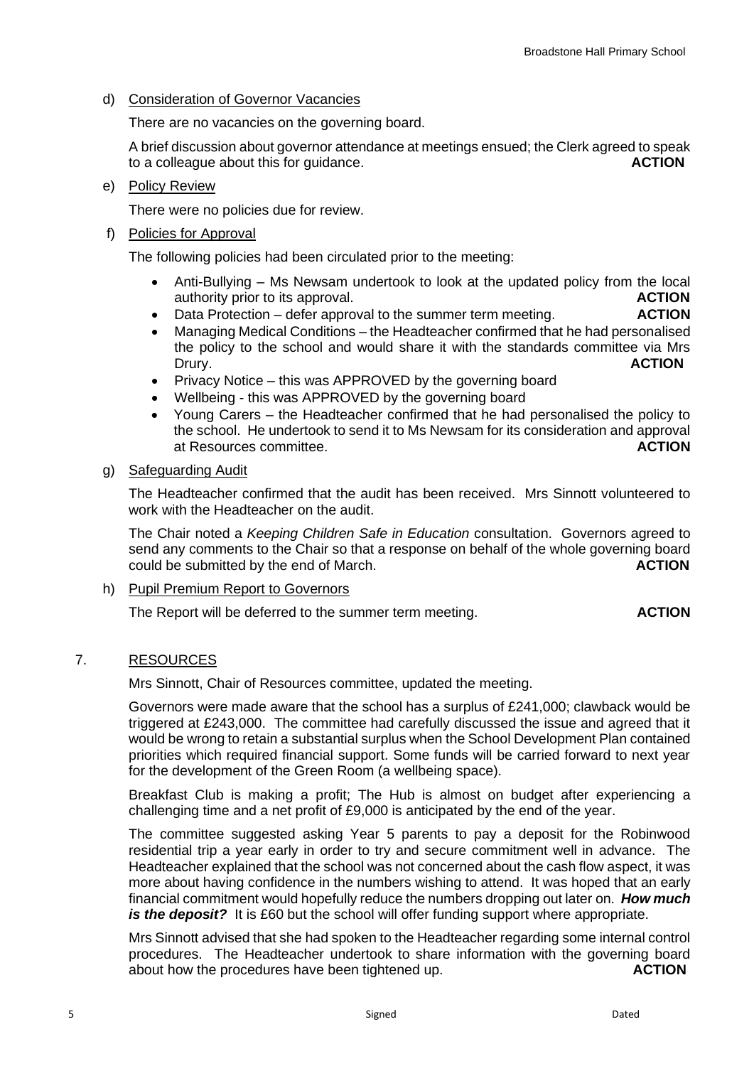d) Consideration of Governor Vacancies

There are no vacancies on the governing board.

A brief discussion about governor attendance at meetings ensued; the Clerk agreed to speak to a colleague about this for guidance. **ACTION**

e) Policy Review

There were no policies due for review.

f) Policies for Approval

The following policies had been circulated prior to the meeting:

- Anti-Bullying – Ms Newsam undertook to look at the updated policy from the local authority prior to its approval. **ACTION**
- Data Protection – defer approval to the summer term meeting. **ACTION**
- Managing Medical Conditions – the Headteacher confirmed that he had personalised the policy to the school and would share it with the standards committee via Mrs Drury. **ACTION**
- Privacy Notice – this was APPROVED by the governing board
- Wellbeing - this was APPROVED by the governing board
- Young Carers – the Headteacher confirmed that he had personalised the policy to the school. He undertook to send it to Ms Newsam for its consideration and approval at Resources committee. **ACTION**

g) Safeguarding Audit

The Headteacher confirmed that the audit has been received. Mrs Sinnott volunteered to work with the Headteacher on the audit.

The Chair noted a *Keeping Children Safe in Education* consultation. Governors agreed to send any comments to the Chair so that a response on behalf of the whole governing board could be submitted by the end of March. **ACTION**

h) Pupil Premium Report to Governors

The Report will be deferred to the summer term meeting. **ACTION**

7. RESOURCES

Mrs Sinnott, Chair of Resources committee, updated the meeting.

Governors were made aware that the school has a surplus of £241,000; clawback would be triggered at £243,000. The committee had carefully discussed the issue and agreed that it would be wrong to retain a substantial surplus when the School Development Plan contained priorities which required financial support. Some funds will be carried forward to next year for the development of the Green Room (a wellbeing space).

Breakfast Club is making a profit; The Hub is almost on budget after experiencing a challenging time and a net profit of £9,000 is anticipated by the end of the year.

The committee suggested asking Year 5 parents to pay a deposit for the Robinwood residential trip a year early in order to try and secure commitment well in advance. The Headteacher explained that the school was not concerned about the cash flow aspect, it was more about having confidence in the numbers wishing to attend. It was hoped that an early financial commitment would hopefully reduce the numbers dropping out later on. ***How much is the deposit?*** It is £60 but the school will offer funding support where appropriate.

Mrs Sinnott advised that she had spoken to the Headteacher regarding some internal control procedures. The Headteacher undertook to share information with the governing board about how the procedures have been tightened up. **ACTION**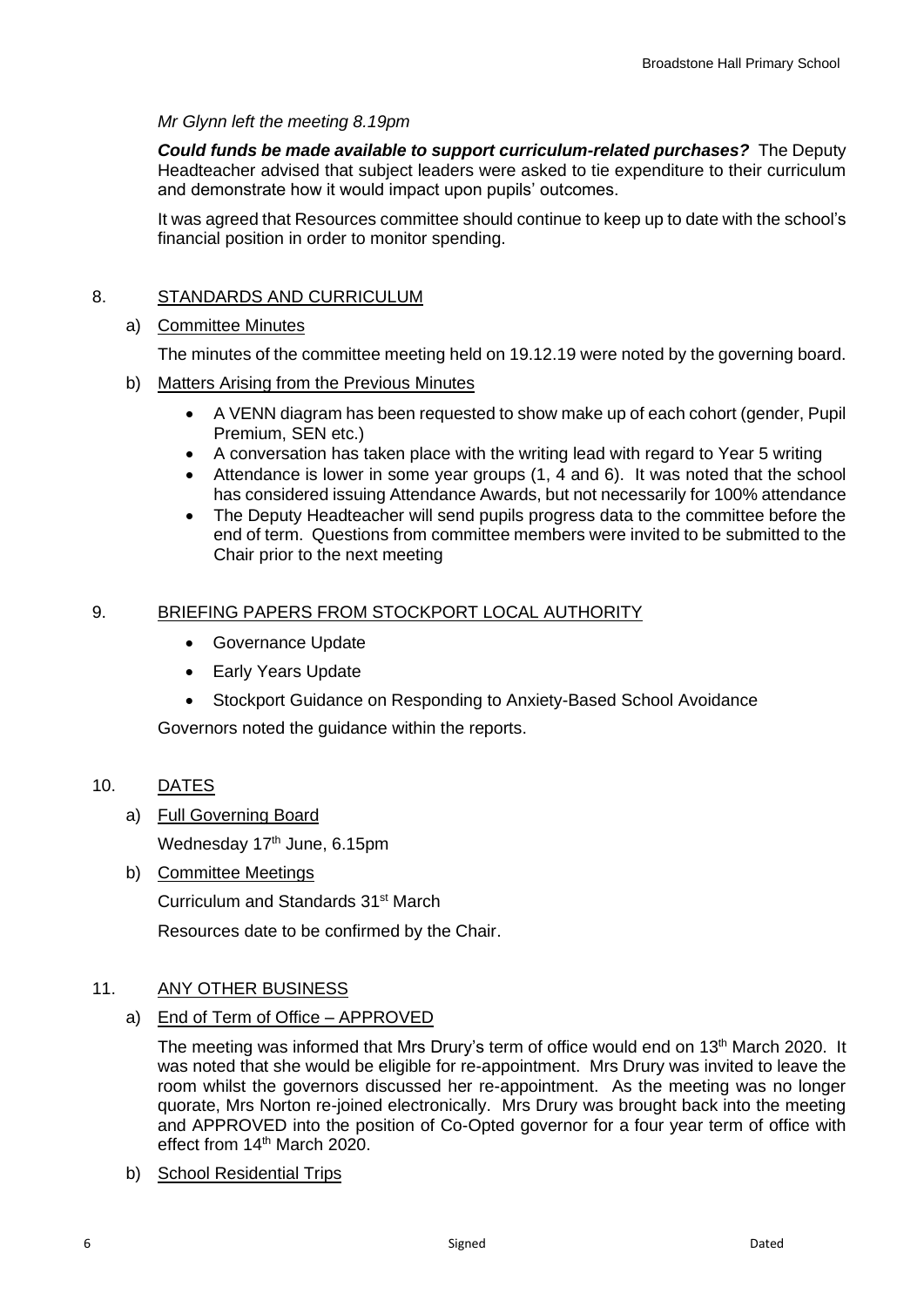*Mr Glynn left the meeting 8.19pm*

***Could funds be made available to support curriculum-related purchases?*** The Deputy Headteacher advised that subject leaders were asked to tie expenditure to their curriculum and demonstrate how it would impact upon pupils' outcomes.

It was agreed that Resources committee should continue to keep up to date with the school's financial position in order to monitor spending.

## 8. STANDARDS AND CURRICULUM

### a) Committee Minutes

The minutes of the committee meeting held on 19.12.19 were noted by the governing board.

### b) Matters Arising from the Previous Minutes

- A VENN diagram has been requested to show make up of each cohort (gender, Pupil Premium, SEN etc.)
- A conversation has taken place with the writing lead with regard to Year 5 writing
- Attendance is lower in some year groups (1, 4 and 6). It was noted that the school has considered issuing Attendance Awards, but not necessarily for 100% attendance
- The Deputy Headteacher will send pupils progress data to the committee before the end of term. Questions from committee members were invited to be submitted to the Chair prior to the next meeting

## 9. BRIEFING PAPERS FROM STOCKPORT LOCAL AUTHORITY

- Governance Update
- Early Years Update
- Stockport Guidance on Responding to Anxiety-Based School Avoidance

Governors noted the guidance within the reports.

## 10. DATES

### a) Full Governing Board

Wednesday 17th June, 6.15pm

### b) Committee Meetings

Curriculum and Standards 31st March

Resources date to be confirmed by the Chair.

## 11. ANY OTHER BUSINESS

### a) End of Term of Office – APPROVED

The meeting was informed that Mrs Drury's term of office would end on 13th March 2020. It was noted that she would be eligible for re-appointment. Mrs Drury was invited to leave the room whilst the governors discussed her re-appointment. As the meeting was no longer quorate, Mrs Norton re-joined electronically. Mrs Drury was brought back into the meeting and APPROVED into the position of Co-Opted governor for a four year term of office with effect from 14th March 2020.

### b) School Residential Trips

Signed Dated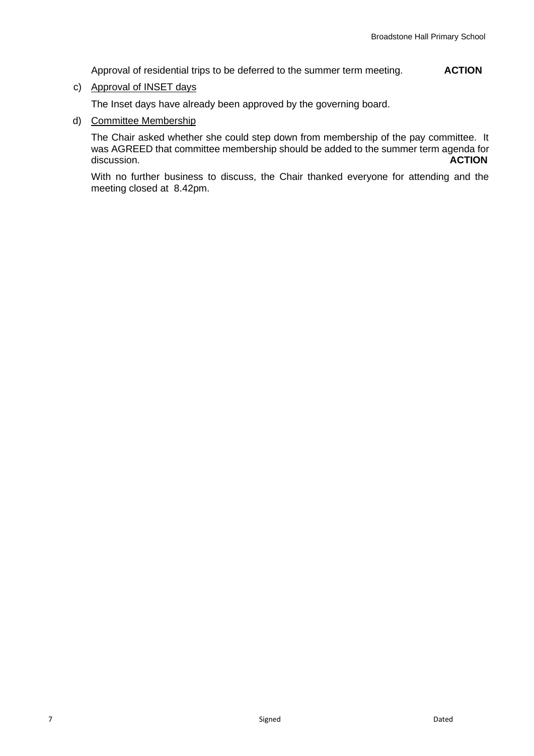Approval of residential trips to be deferred to the summer term meeting. **ACTION**

c) Approval of INSET days

The Inset days have already been approved by the governing board.

d) Committee Membership

The Chair asked whether she could step down from membership of the pay committee. It was AGREED that committee membership should be added to the summer term agenda for discussion. **ACTION**

With no further business to discuss, the Chair thanked everyone for attending and the meeting closed at 8.42pm.

Signed Dated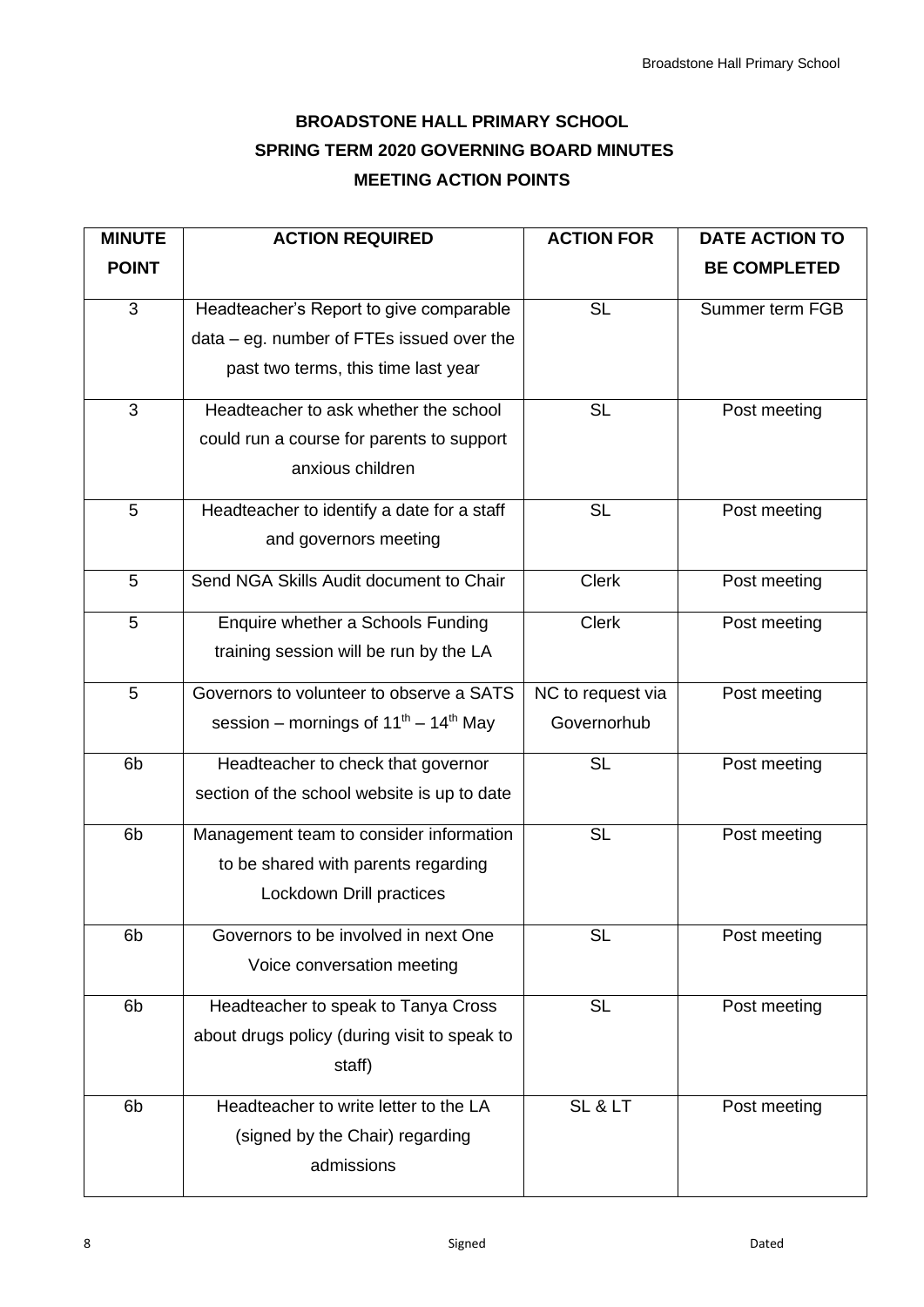# BROADSTONE HALL PRIMARY SCHOOL
## SPRING TERM 2020 GOVERNING BOARD MINUTES
## MEETING ACTION POINTS

| MINUTE POINT | ACTION REQUIRED | ACTION FOR | DATE ACTION TO BE COMPLETED |
|---|---|---|---|
| 3 | Headteacher's Report to give comparable data – eg. number of FTEs issued over the past two terms, this time last year | SL | Summer term FGB |
| 3 | Headteacher to ask whether the school could run a course for parents to support anxious children | SL | Post meeting |
| 5 | Headteacher to identify a date for a staff and governors meeting | SL | Post meeting |
| 5 | Send NGA Skills Audit document to Chair | Clerk | Post meeting |
| 5 | Enquire whether a Schools Funding training session will be run by the LA | Clerk | Post meeting |
| 5 | Governors to volunteer to observe a SATS session – mornings of 11th – 14th May | NC to request via Governorhub | Post meeting |
| 6b | Headteacher to check that governor section of the school website is up to date | SL | Post meeting |
| 6b | Management team to consider information to be shared with parents regarding Lockdown Drill practices | SL | Post meeting |
| 6b | Governors to be involved in next One Voice conversation meeting | SL | Post meeting |
| 6b | Headteacher to speak to Tanya Cross about drugs policy (during visit to speak to staff) | SL | Post meeting |
| 6b | Headteacher to write letter to the LA (signed by the Chair) regarding admissions | SL & LT | Post meeting |

Signed Dated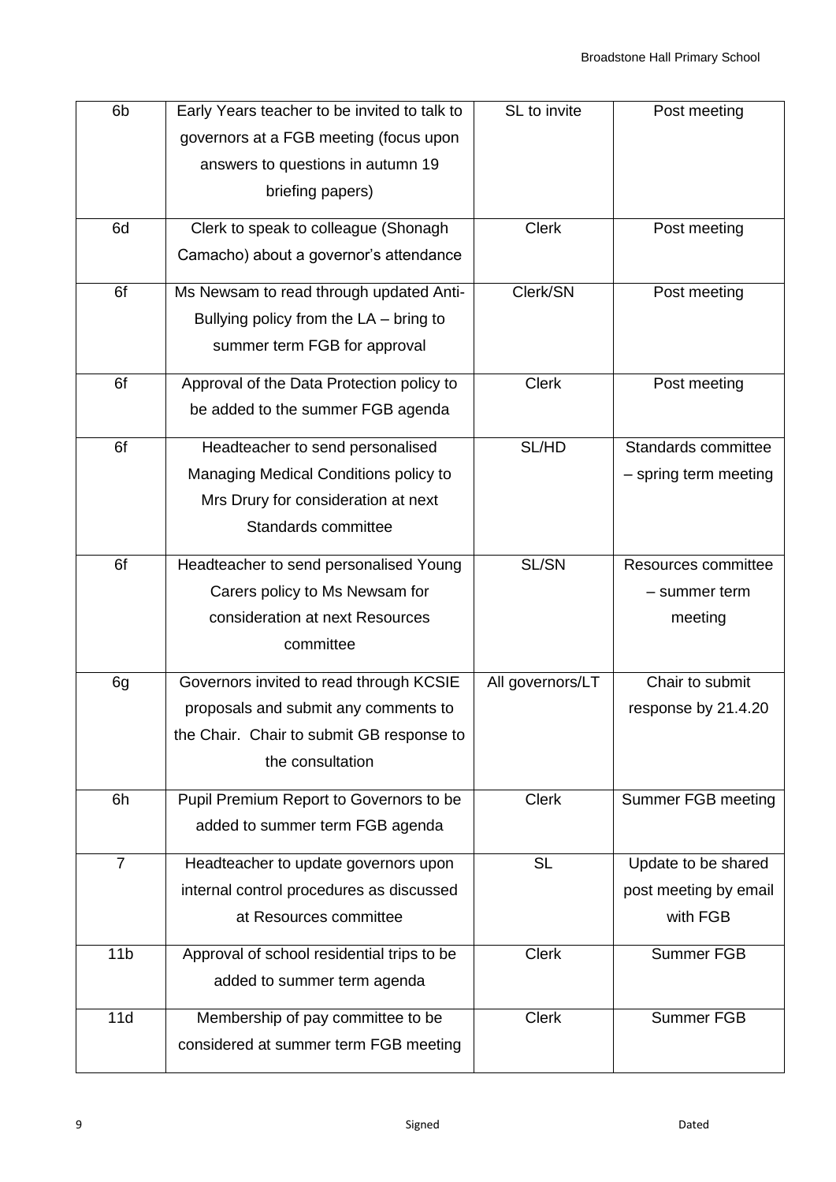| | | | |
|---|---|---|---|
| 6b | Early Years teacher to be invited to talk to governors at a FGB meeting (focus upon answers to questions in autumn 19 briefing papers) | SL to invite | Post meeting |
| 6d | Clerk to speak to colleague (Shonagh Camacho) about a governor's attendance | Clerk | Post meeting |
| 6f | Ms Newsam to read through updated Anti-Bullying policy from the LA – bring to summer term FGB for approval | Clerk/SN | Post meeting |
| 6f | Approval of the Data Protection policy to be added to the summer FGB agenda | Clerk | Post meeting |
| 6f | Headteacher to send personalised Managing Medical Conditions policy to Mrs Drury for consideration at next Standards committee | SL/HD | Standards committee – spring term meeting |
| 6f | Headteacher to send personalised Young Carers policy to Ms Newsam for consideration at next Resources committee | SL/SN | Resources committee – summer term meeting |
| 6g | Governors invited to read through KCSIE proposals and submit any comments to the Chair. Chair to submit GB response to the consultation | All governors/LT | Chair to submit response by 21.4.20 |
| 6h | Pupil Premium Report to Governors to be added to summer term FGB agenda | Clerk | Summer FGB meeting |
| 7 | Headteacher to update governors upon internal control procedures as discussed at Resources committee | SL | Update to be shared post meeting by email with FGB |
| 11b | Approval of school residential trips to be added to summer term agenda | Clerk | Summer FGB |
| 11d | Membership of pay committee to be considered at summer term FGB meeting | Clerk | Summer FGB |

Signed Dated